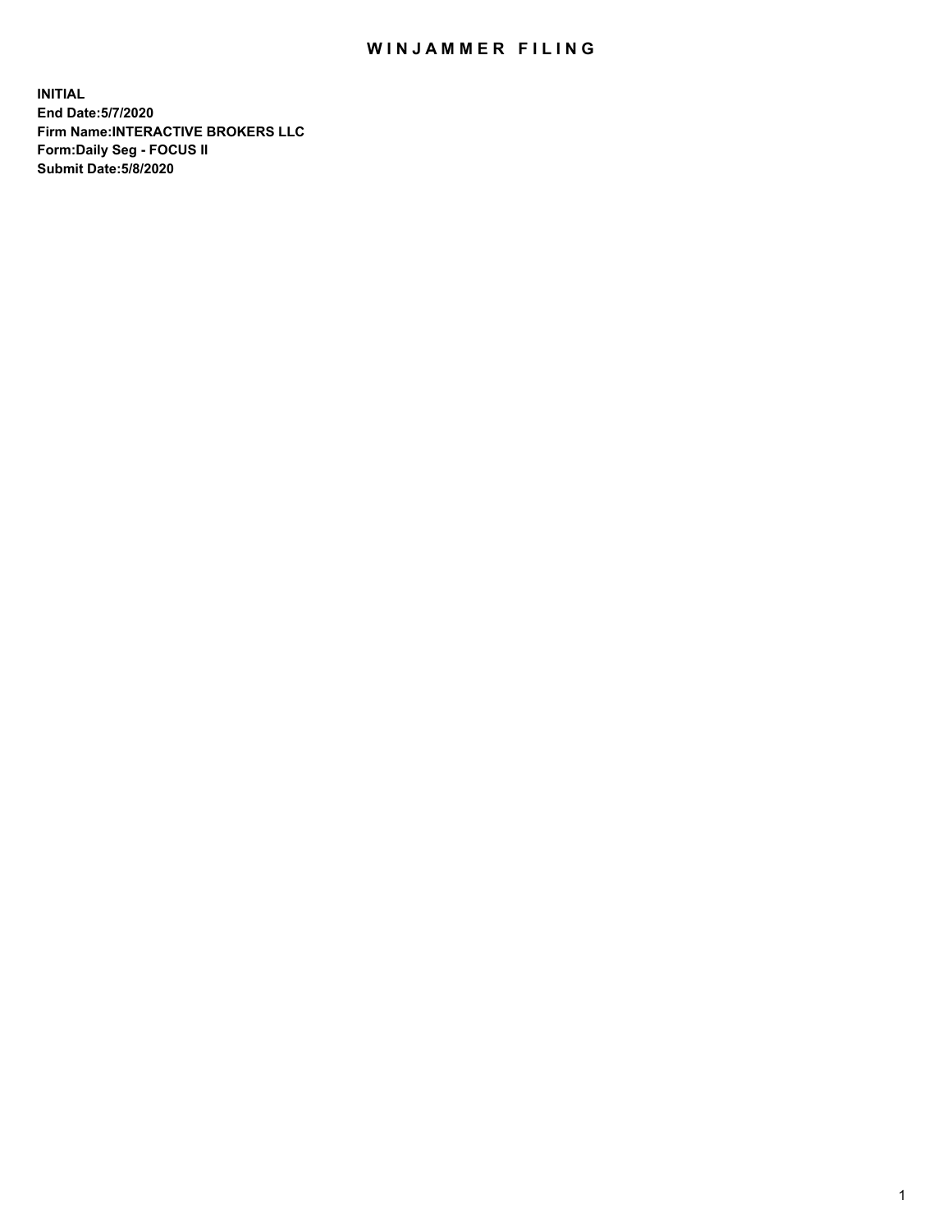# WINJAMMER FILING

**INITIAL**
**End Date:5/7/2020**
**Firm Name:INTERACTIVE BROKERS LLC**
**Form:Daily Seg - FOCUS II**
**Submit Date:5/8/2020**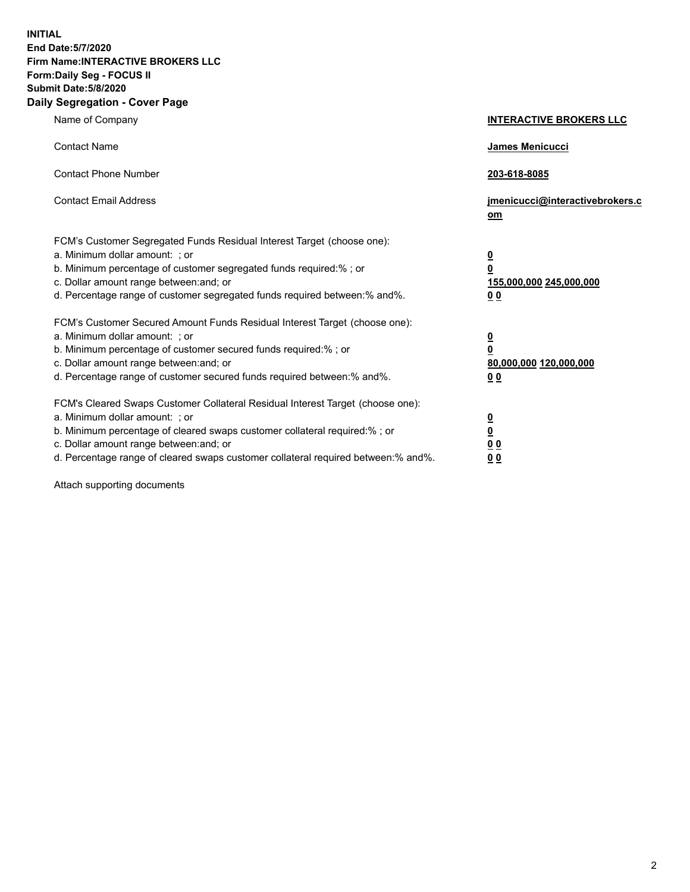**INITIAL**
**End Date:5/7/2020**
**Firm Name:INTERACTIVE BROKERS LLC**
**Form:Daily Seg - FOCUS II**
**Submit Date:5/8/2020**

## Daily Segregation - Cover Page

| | |
|---|---|
| Name of Company | **INTERACTIVE BROKERS LLC** |
| Contact Name | **James Menicucci** |
| Contact Phone Number | **203-618-8085** |
| Contact Email Address | **jmenicucci@interactivebrokers.com** |

FCM's Customer Segregated Funds Residual Interest Target (choose one):

| | |
|---|---|
| a. Minimum dollar amount: ; or | **0** |
| b. Minimum percentage of customer segregated funds required:% ; or | **0** |
| c. Dollar amount range between:and; or | **155,000,000 245,000,000** |
| d. Percentage range of customer segregated funds required between:% and%. | **0 0** |

FCM's Customer Secured Amount Funds Residual Interest Target (choose one):

| | |
|---|---|
| a. Minimum dollar amount: ; or | **0** |
| b. Minimum percentage of customer secured funds required:% ; or | **0** |
| c. Dollar amount range between:and; or | **80,000,000 120,000,000** |
| d. Percentage range of customer secured funds required between:% and%. | **0 0** |

FCM's Cleared Swaps Customer Collateral Residual Interest Target (choose one):

| | |
|---|---|
| a. Minimum dollar amount: ; or | **0** |
| b. Minimum percentage of cleared swaps customer collateral required:% ; or | **0** |
| c. Dollar amount range between:and; or | **0 0** |
| d. Percentage range of cleared swaps customer collateral required between:% and%. | **0 0** |

Attach supporting documents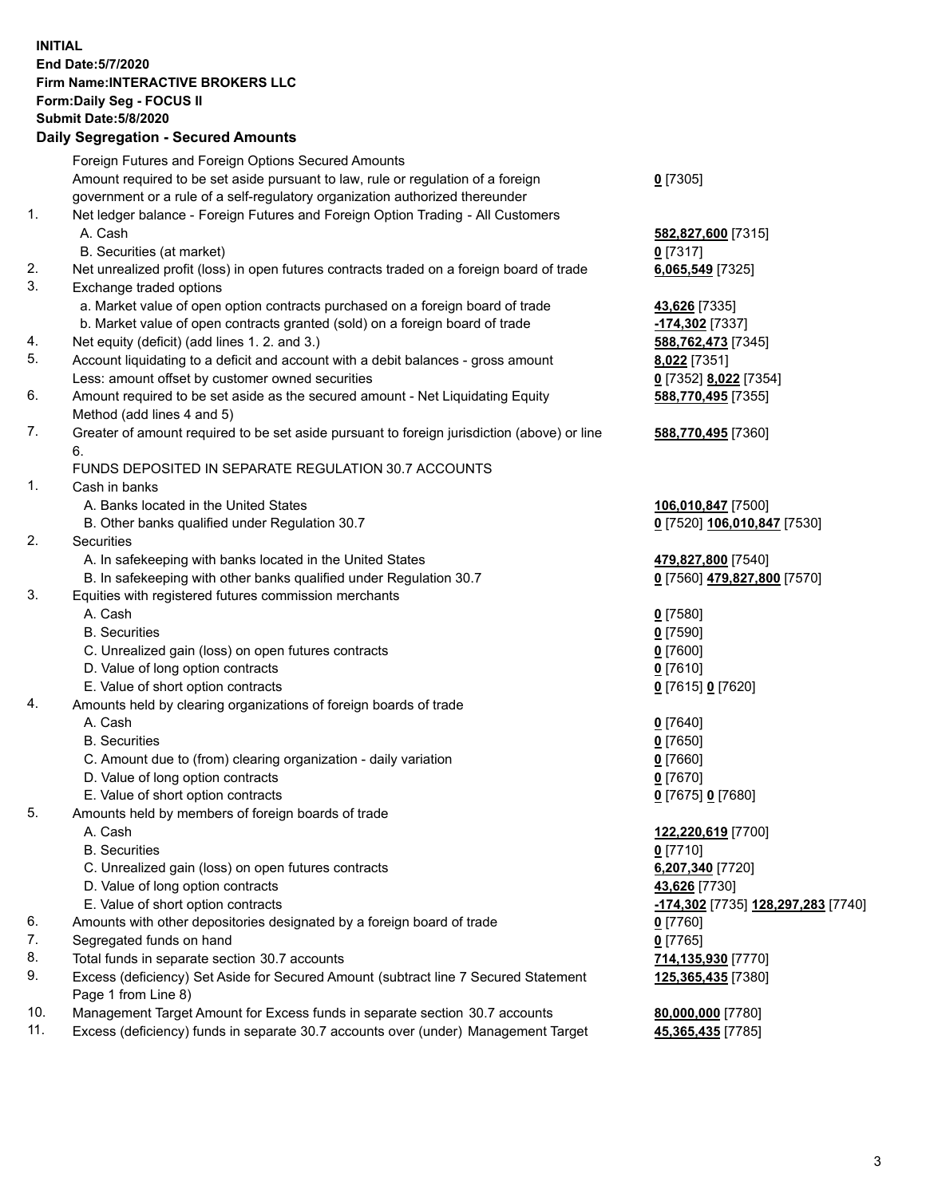**INITIAL**
**End Date:5/7/2020**
**Firm Name:INTERACTIVE BROKERS LLC**
**Form:Daily Seg - FOCUS II**
**Submit Date:5/8/2020**

**Daily Segregation - Secured Amounts**

| | | |
|---|---|---|
| | Foreign Futures and Foreign Options Secured Amounts | |
| | Amount required to be set aside pursuant to law, rule or regulation of a foreign government or a rule of a self-regulatory organization authorized thereunder | **0** [7305] |
| 1. | Net ledger balance - Foreign Futures and Foreign Option Trading - All Customers | |
| | A. Cash | **582,827,600** [7315] |
| | B. Securities (at market) | **0** [7317] |
| 2. | Net unrealized profit (loss) in open futures contracts traded on a foreign board of trade | **6,065,549** [7325] |
| 3. | Exchange traded options | |
| | a. Market value of open option contracts purchased on a foreign board of trade | **43,626** [7335] |
| | b. Market value of open contracts granted (sold) on a foreign board of trade | **-174,302** [7337] |
| 4. | Net equity (deficit) (add lines 1. 2. and 3.) | **588,762,473** [7345] |
| 5. | Account liquidating to a deficit and account with a debit balances - gross amount | **8,022** [7351] |
| | Less: amount offset by customer owned securities | **0** [7352] **8,022** [7354] |
| 6. | Amount required to be set aside as the secured amount - Net Liquidating Equity Method (add lines 4 and 5) | **588,770,495** [7355] |
| 7. | Greater of amount required to be set aside pursuant to foreign jurisdiction (above) or line 6. | **588,770,495** [7360] |
| | FUNDS DEPOSITED IN SEPARATE REGULATION 30.7 ACCOUNTS | |
| 1. | Cash in banks | |
| | A. Banks located in the United States | **106,010,847** [7500] |
| | B. Other banks qualified under Regulation 30.7 | **0** [7520] **106,010,847** [7530] |
| 2. | Securities | |
| | A. In safekeeping with banks located in the United States | **479,827,800** [7540] |
| | B. In safekeeping with other banks qualified under Regulation 30.7 | **0** [7560] **479,827,800** [7570] |
| 3. | Equities with registered futures commission merchants | |
| | A. Cash | **0** [7580] |
| | B. Securities | **0** [7590] |
| | C. Unrealized gain (loss) on open futures contracts | **0** [7600] |
| | D. Value of long option contracts | **0** [7610] |
| | E. Value of short option contracts | **0** [7615] **0** [7620] |
| 4. | Amounts held by clearing organizations of foreign boards of trade | |
| | A. Cash | **0** [7640] |
| | B. Securities | **0** [7650] |
| | C. Amount due to (from) clearing organization - daily variation | **0** [7660] |
| | D. Value of long option contracts | **0** [7670] |
| | E. Value of short option contracts | **0** [7675] **0** [7680] |
| 5. | Amounts held by members of foreign boards of trade | |
| | A. Cash | **122,220,619** [7700] |
| | B. Securities | **0** [7710] |
| | C. Unrealized gain (loss) on open futures contracts | **6,207,340** [7720] |
| | D. Value of long option contracts | **43,626** [7730] |
| | E. Value of short option contracts | **-174,302** [7735] **128,297,283** [7740] |
| 6. | Amounts with other depositories designated by a foreign board of trade | **0** [7760] |
| 7. | Segregated funds on hand | **0** [7765] |
| 8. | Total funds in separate section 30.7 accounts | **714,135,930** [7770] |
| 9. | Excess (deficiency) Set Aside for Secured Amount (subtract line 7 Secured Statement Page 1 from Line 8) | **125,365,435** [7380] |
| 10. | Management Target Amount for Excess funds in separate section 30.7 accounts | **80,000,000** [7780] |
| 11. | Excess (deficiency) funds in separate 30.7 accounts over (under) Management Target | **45,365,435** [7785] |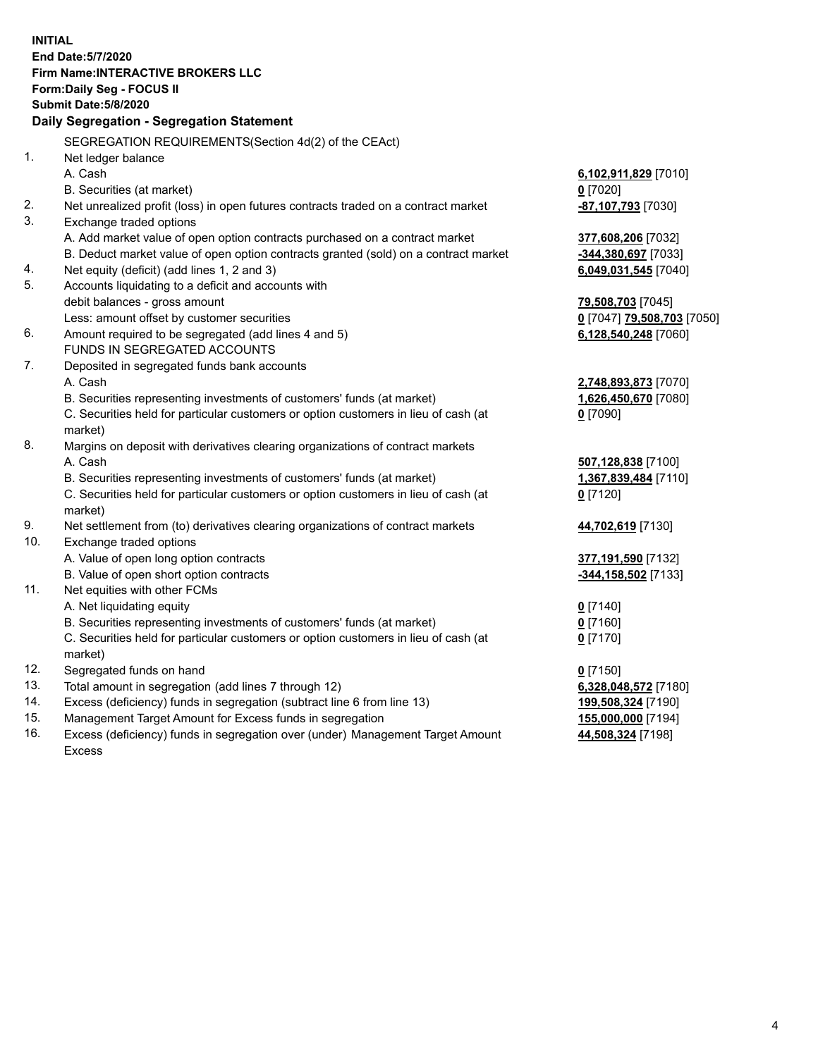**INITIAL**
**End Date:5/7/2020**
**Firm Name:INTERACTIVE BROKERS LLC**
**Form:Daily Seg - FOCUS II**
**Submit Date:5/8/2020**

## Daily Segregation - Segregation Statement

| | | |
|---|---|---|
| | SEGREGATION REQUIREMENTS(Section 4d(2) of the CEAct) | |
| 1. | Net ledger balance | |
| | A. Cash | **6,102,911,829** [7010] |
| | B. Securities (at market) | **0** [7020] |
| 2. | Net unrealized profit (loss) in open futures contracts traded on a contract market | **-87,107,793** [7030] |
| 3. | Exchange traded options | |
| | A. Add market value of open option contracts purchased on a contract market | **377,608,206** [7032] |
| | B. Deduct market value of open option contracts granted (sold) on a contract market | **-344,380,697** [7033] |
| 4. | Net equity (deficit) (add lines 1, 2 and 3) | **6,049,031,545** [7040] |
| 5. | Accounts liquidating to a deficit and accounts with debit balances - gross amount | **79,508,703** [7045] |
| | Less: amount offset by customer securities | **0** [7047] **79,508,703** [7050] |
| 6. | Amount required to be segregated (add lines 4 and 5) | **6,128,540,248** [7060] |
| | FUNDS IN SEGREGATED ACCOUNTS | |
| 7. | Deposited in segregated funds bank accounts | |
| | A. Cash | **2,748,893,873** [7070] |
| | B. Securities representing investments of customers' funds (at market) | **1,626,450,670** [7080] |
| | C. Securities held for particular customers or option customers in lieu of cash (at market) | **0** [7090] |
| 8. | Margins on deposit with derivatives clearing organizations of contract markets | |
| | A. Cash | **507,128,838** [7100] |
| | B. Securities representing investments of customers' funds (at market) | **1,367,839,484** [7110] |
| | C. Securities held for particular customers or option customers in lieu of cash (at market) | **0** [7120] |
| 9. | Net settlement from (to) derivatives clearing organizations of contract markets | **44,702,619** [7130] |
| 10. | Exchange traded options | |
| | A. Value of open long option contracts | **377,191,590** [7132] |
| | B. Value of open short option contracts | **-344,158,502** [7133] |
| 11. | Net equities with other FCMs | |
| | A. Net liquidating equity | **0** [7140] |
| | B. Securities representing investments of customers' funds (at market) | **0** [7160] |
| | C. Securities held for particular customers or option customers in lieu of cash (at market) | **0** [7170] |
| 12. | Segregated funds on hand | **0** [7150] |
| 13. | Total amount in segregation (add lines 7 through 12) | **6,328,048,572** [7180] |
| 14. | Excess (deficiency) funds in segregation (subtract line 6 from line 13) | **199,508,324** [7190] |
| 15. | Management Target Amount for Excess funds in segregation | **155,000,000** [7194] |
| 16. | Excess (deficiency) funds in segregation over (under) Management Target Amount Excess | **44,508,324** [7198] |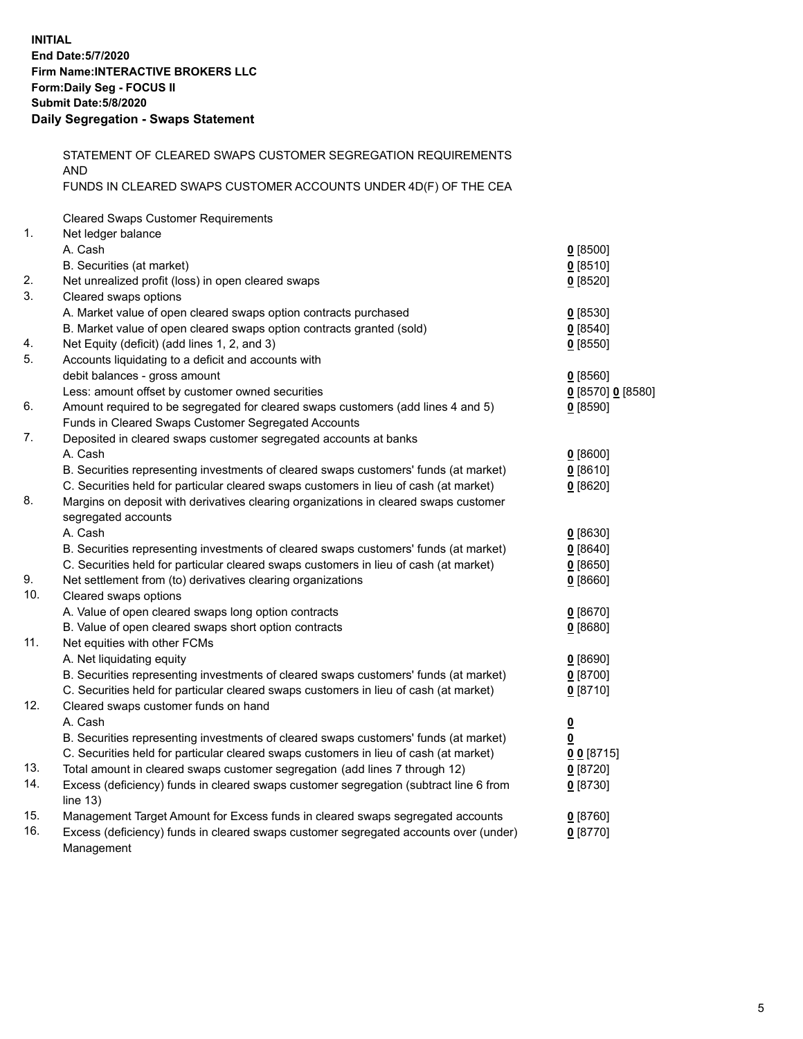**INITIAL**
**End Date:5/7/2020**
**Firm Name:INTERACTIVE BROKERS LLC**
**Form:Daily Seg - FOCUS II**
**Submit Date:5/8/2020**
**Daily Segregation - Swaps Statement**

STATEMENT OF CLEARED SWAPS CUSTOMER SEGREGATION REQUIREMENTS AND FUNDS IN CLEARED SWAPS CUSTOMER ACCOUNTS UNDER 4D(F) OF THE CEA

| | | |
|---|---|---|
| | Cleared Swaps Customer Requirements | |
| 1. | Net ledger balance | |
| | A. Cash | 0 [8500] |
| | B. Securities (at market) | 0 [8510] |
| 2. | Net unrealized profit (loss) in open cleared swaps | 0 [8520] |
| 3. | Cleared swaps options | |
| | A. Market value of open cleared swaps option contracts purchased | 0 [8530] |
| | B. Market value of open cleared swaps option contracts granted (sold) | 0 [8540] |
| 4. | Net Equity (deficit) (add lines 1, 2, and 3) | 0 [8550] |
| 5. | Accounts liquidating to a deficit and accounts with debit balances - gross amount | 0 [8560] |
| | Less: amount offset by customer owned securities | 0 [8570] 0 [8580] |
| 6. | Amount required to be segregated for cleared swaps customers (add lines 4 and 5) | 0 [8590] |
| | Funds in Cleared Swaps Customer Segregated Accounts | |
| 7. | Deposited in cleared swaps customer segregated accounts at banks | |
| | A. Cash | 0 [8600] |
| | B. Securities representing investments of cleared swaps customers' funds (at market) | 0 [8610] |
| | C. Securities held for particular cleared swaps customers in lieu of cash (at market) | 0 [8620] |
| 8. | Margins on deposit with derivatives clearing organizations in cleared swaps customer segregated accounts | |
| | A. Cash | 0 [8630] |
| | B. Securities representing investments of cleared swaps customers' funds (at market) | 0 [8640] |
| | C. Securities held for particular cleared swaps customers in lieu of cash (at market) | 0 [8650] |
| 9. | Net settlement from (to) derivatives clearing organizations | 0 [8660] |
| 10. | Cleared swaps options | |
| | A. Value of open cleared swaps long option contracts | 0 [8670] |
| | B. Value of open cleared swaps short option contracts | 0 [8680] |
| 11. | Net equities with other FCMs | |
| | A. Net liquidating equity | 0 [8690] |
| | B. Securities representing investments of cleared swaps customers' funds (at market) | 0 [8700] |
| | C. Securities held for particular cleared swaps customers in lieu of cash (at market) | 0 [8710] |
| 12. | Cleared swaps customer funds on hand | |
| | A. Cash | 0 |
| | B. Securities representing investments of cleared swaps customers' funds (at market) | 0 |
| | C. Securities held for particular cleared swaps customers in lieu of cash (at market) | 0 0 [8715] |
| 13. | Total amount in cleared swaps customer segregation (add lines 7 through 12) | 0 [8720] |
| 14. | Excess (deficiency) funds in cleared swaps customer segregation (subtract line 6 from line 13) | 0 [8730] |
| 15. | Management Target Amount for Excess funds in cleared swaps segregated accounts | 0 [8760] |
| 16. | Excess (deficiency) funds in cleared swaps customer segregated accounts over (under) Management | 0 [8770] |